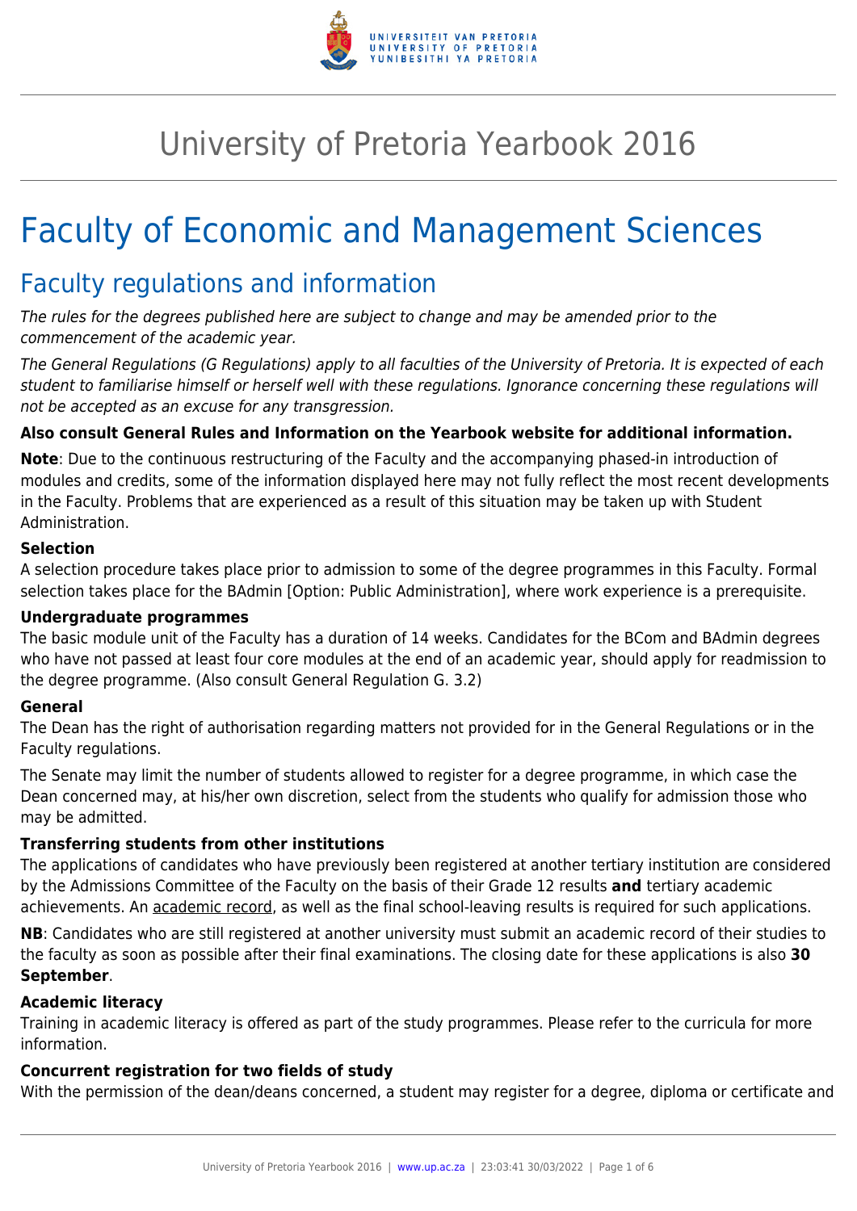# University of Pretoria Yearbook 2016

# Faculty of Economic and Management Sciences

## Faculty regulations and information

*The rules for the degrees published here are subject to change and may be amended prior to the commencement of the academic year.*

*The General Regulations (G Regulations) apply to all faculties of the University of Pretoria. It is expected of each student to familiarise himself or herself well with these regulations. Ignorance concerning these regulations will not be accepted as an excuse for any transgression.*

**Also consult General Rules and Information on the Yearbook website for additional information.**

**Note**: Due to the continuous restructuring of the Faculty and the accompanying phased-in introduction of modules and credits, some of the information displayed here may not fully reflect the most recent developments in the Faculty. Problems that are experienced as a result of this situation may be taken up with Student Administration.

#### Selection

A selection procedure takes place prior to admission to some of the degree programmes in this Faculty. Formal selection takes place for the BAdmin [Option: Public Administration], where work experience is a prerequisite.

#### Undergraduate programmes

The basic module unit of the Faculty has a duration of 14 weeks. Candidates for the BCom and BAdmin degrees who have not passed at least four core modules at the end of an academic year, should apply for readmission to the degree programme. (Also consult General Regulation G. 3.2)

#### General

The Dean has the right of authorisation regarding matters not provided for in the General Regulations or in the Faculty regulations.

The Senate may limit the number of students allowed to register for a degree programme, in which case the Dean concerned may, at his/her own discretion, select from the students who qualify for admission those who may be admitted.

#### Transferring students from other institutions

The applications of candidates who have previously been registered at another tertiary institution are considered by the Admissions Committee of the Faculty on the basis of their Grade 12 results **and** tertiary academic achievements. An academic record, as well as the final school-leaving results is required for such applications.

**NB**: Candidates who are still registered at another university must submit an academic record of their studies to the faculty as soon as possible after their final examinations. The closing date for these applications is also **30 September**.

#### Academic literacy

Training in academic literacy is offered as part of the study programmes. Please refer to the curricula for more information.

#### Concurrent registration for two fields of study

With the permission of the dean/deans concerned, a student may register for a degree, diploma or certificate and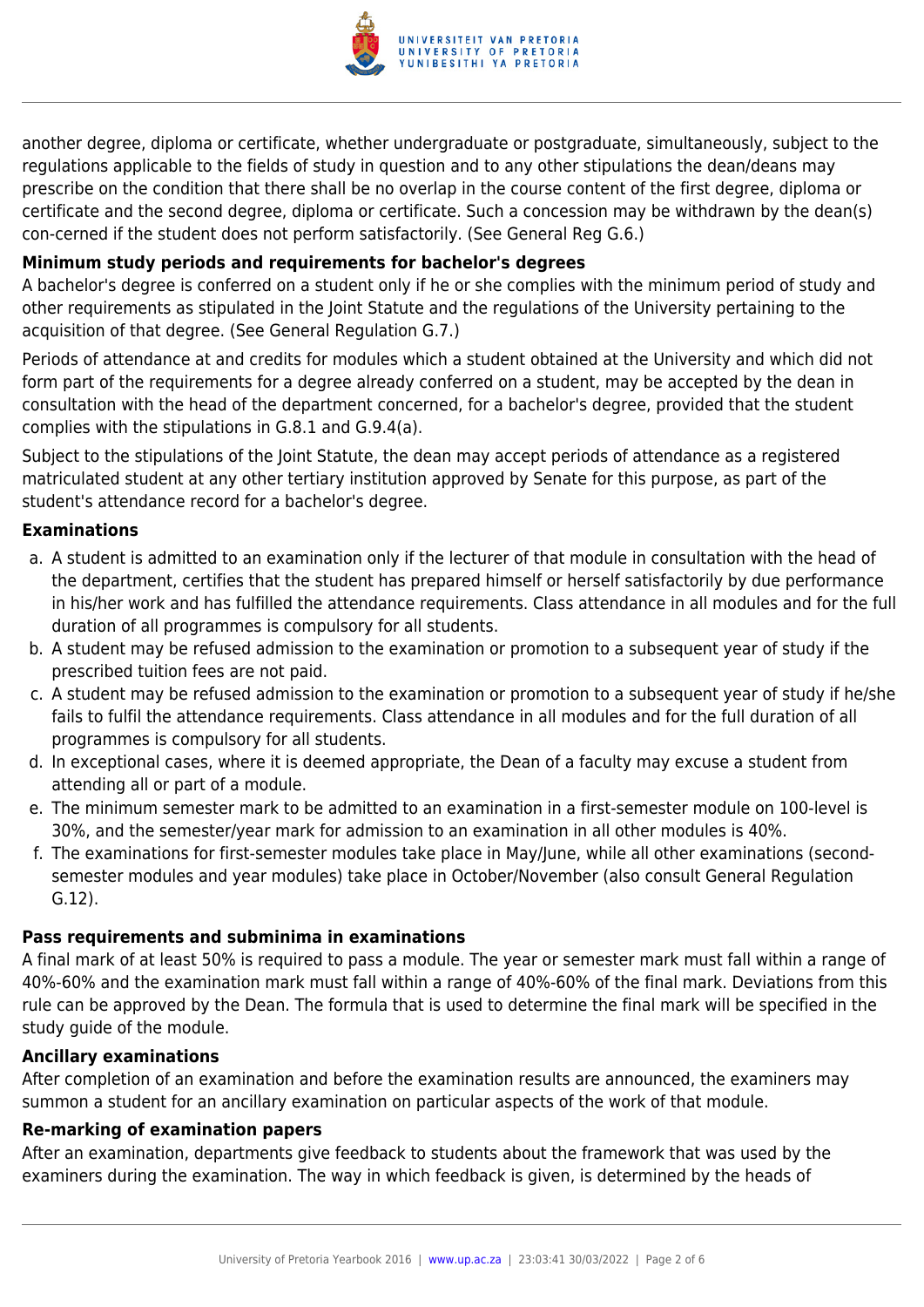another degree, diploma or certificate, whether undergraduate or postgraduate, simultaneously, subject to the regulations applicable to the fields of study in question and to any other stipulations the dean/deans may prescribe on the condition that there shall be no overlap in the course content of the first degree, diploma or certificate and the second degree, diploma or certificate. Such a concession may be withdrawn by the dean(s) con-cerned if the student does not perform satisfactorily. (See General Reg G.6.)

**Minimum study periods and requirements for bachelor's degrees**

A bachelor's degree is conferred on a student only if he or she complies with the minimum period of study and other requirements as stipulated in the Joint Statute and the regulations of the University pertaining to the acquisition of that degree. (See General Regulation G.7.)

Periods of attendance at and credits for modules which a student obtained at the University and which did not form part of the requirements for a degree already conferred on a student, may be accepted by the dean in consultation with the head of the department concerned, for a bachelor's degree, provided that the student complies with the stipulations in G.8.1 and G.9.4(a).

Subject to the stipulations of the Joint Statute, the dean may accept periods of attendance as a registered matriculated student at any other tertiary institution approved by Senate for this purpose, as part of the student's attendance record for a bachelor's degree.

**Examinations**

a. A student is admitted to an examination only if the lecturer of that module in consultation with the head of the department, certifies that the student has prepared himself or herself satisfactorily by due performance in his/her work and has fulfilled the attendance requirements. Class attendance in all modules and for the full duration of all programmes is compulsory for all students.
b. A student may be refused admission to the examination or promotion to a subsequent year of study if the prescribed tuition fees are not paid.
c. A student may be refused admission to the examination or promotion to a subsequent year of study if he/she fails to fulfil the attendance requirements. Class attendance in all modules and for the full duration of all programmes is compulsory for all students.
d. In exceptional cases, where it is deemed appropriate, the Dean of a faculty may excuse a student from attending all or part of a module.
e. The minimum semester mark to be admitted to an examination in a first-semester module on 100-level is 30%, and the semester/year mark for admission to an examination in all other modules is 40%.
f. The examinations for first-semester modules take place in May/June, while all other examinations (second-semester modules and year modules) take place in October/November (also consult General Regulation G.12).

**Pass requirements and subminima in examinations**

A final mark of at least 50% is required to pass a module. The year or semester mark must fall within a range of 40%-60% and the examination mark must fall within a range of 40%-60% of the final mark. Deviations from this rule can be approved by the Dean. The formula that is used to determine the final mark will be specified in the study guide of the module.

**Ancillary examinations**

After completion of an examination and before the examination results are announced, the examiners may summon a student for an ancillary examination on particular aspects of the work of that module.

**Re-marking of examination papers**

After an examination, departments give feedback to students about the framework that was used by the examiners during the examination. The way in which feedback is given, is determined by the heads of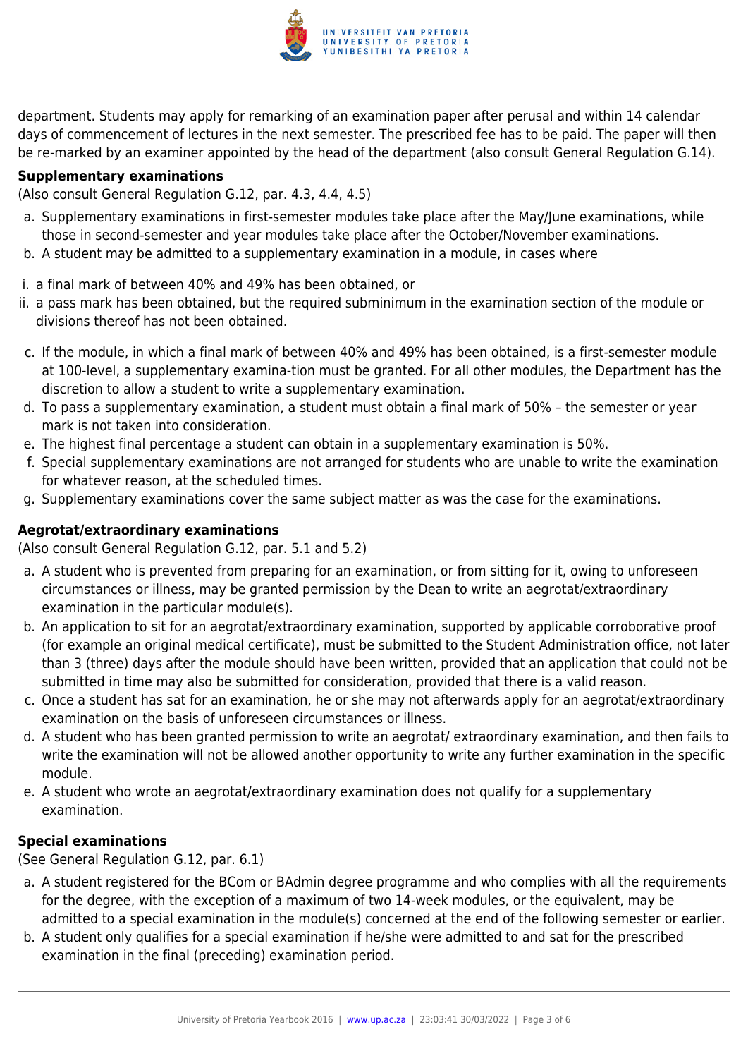department. Students may apply for remarking of an examination paper after perusal and within 14 calendar days of commencement of lectures in the next semester. The prescribed fee has to be paid. The paper will then be re-marked by an examiner appointed by the head of the department (also consult General Regulation G.14).

**Supplementary examinations**

(Also consult General Regulation G.12, par. 4.3, 4.4, 4.5)

a. Supplementary examinations in first-semester modules take place after the May/June examinations, while those in second-semester and year modules take place after the October/November examinations.
b. A student may be admitted to a supplementary examination in a module, in cases where

i. a final mark of between 40% and 49% has been obtained, or
ii. a pass mark has been obtained, but the required subminimum in the examination section of the module or divisions thereof has not been obtained.

c. If the module, in which a final mark of between 40% and 49% has been obtained, is a first-semester module at 100-level, a supplementary examina-tion must be granted. For all other modules, the Department has the discretion to allow a student to write a supplementary examination.
d. To pass a supplementary examination, a student must obtain a final mark of 50% – the semester or year mark is not taken into consideration.
e. The highest final percentage a student can obtain in a supplementary examination is 50%.
f. Special supplementary examinations are not arranged for students who are unable to write the examination for whatever reason, at the scheduled times.
g. Supplementary examinations cover the same subject matter as was the case for the examinations.

**Aegrotat/extraordinary examinations**

(Also consult General Regulation G.12, par. 5.1 and 5.2)

a. A student who is prevented from preparing for an examination, or from sitting for it, owing to unforeseen circumstances or illness, may be granted permission by the Dean to write an aegrotat/extraordinary examination in the particular module(s).
b. An application to sit for an aegrotat/extraordinary examination, supported by applicable corroborative proof (for example an original medical certificate), must be submitted to the Student Administration office, not later than 3 (three) days after the module should have been written, provided that an application that could not be submitted in time may also be submitted for consideration, provided that there is a valid reason.
c. Once a student has sat for an examination, he or she may not afterwards apply for an aegrotat/extraordinary examination on the basis of unforeseen circumstances or illness.
d. A student who has been granted permission to write an aegrotat/ extraordinary examination, and then fails to write the examination will not be allowed another opportunity to write any further examination in the specific module.
e. A student who wrote an aegrotat/extraordinary examination does not qualify for a supplementary examination.

**Special examinations**

(See General Regulation G.12, par. 6.1)

a. A student registered for the BCom or BAdmin degree programme and who complies with all the requirements for the degree, with the exception of a maximum of two 14-week modules, or the equivalent, may be admitted to a special examination in the module(s) concerned at the end of the following semester or earlier.
b. A student only qualifies for a special examination if he/she were admitted to and sat for the prescribed examination in the final (preceding) examination period.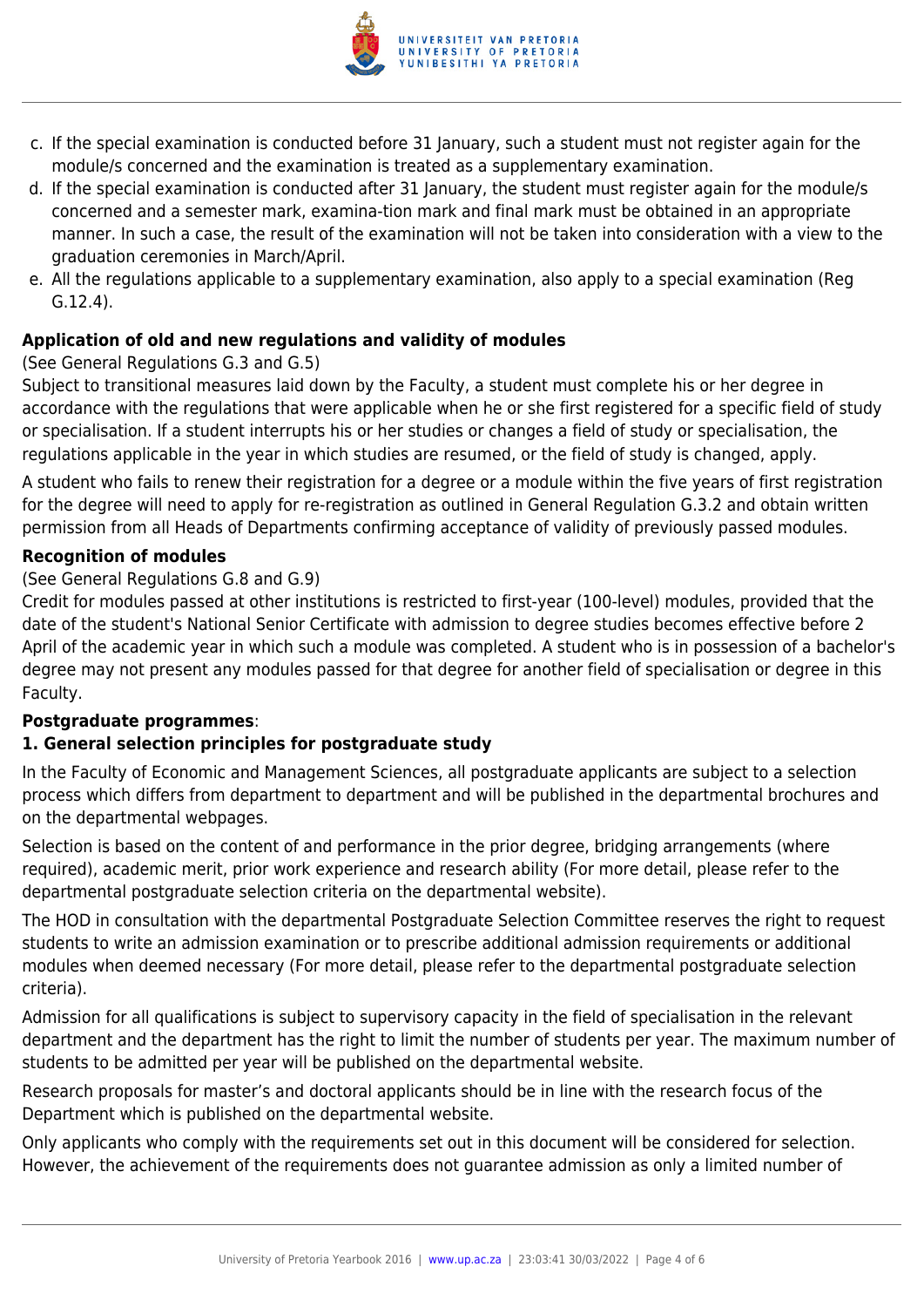c. If the special examination is conducted before 31 January, such a student must not register again for the module/s concerned and the examination is treated as a supplementary examination.
d. If the special examination is conducted after 31 January, the student must register again for the module/s concerned and a semester mark, examina-tion mark and final mark must be obtained in an appropriate manner. In such a case, the result of the examination will not be taken into consideration with a view to the graduation ceremonies in March/April.
e. All the regulations applicable to a supplementary examination, also apply to a special examination (Reg G.12.4).

**Application of old and new regulations and validity of modules**

(See General Regulations G.3 and G.5)

Subject to transitional measures laid down by the Faculty, a student must complete his or her degree in accordance with the regulations that were applicable when he or she first registered for a specific field of study or specialisation. If a student interrupts his or her studies or changes a field of study or specialisation, the regulations applicable in the year in which studies are resumed, or the field of study is changed, apply.

A student who fails to renew their registration for a degree or a module within the five years of first registration for the degree will need to apply for re-registration as outlined in General Regulation G.3.2 and obtain written permission from all Heads of Departments confirming acceptance of validity of previously passed modules.

**Recognition of modules**

(See General Regulations G.8 and G.9)

Credit for modules passed at other institutions is restricted to first-year (100-level) modules, provided that the date of the student's National Senior Certificate with admission to degree studies becomes effective before 2 April of the academic year in which such a module was completed. A student who is in possession of a bachelor's degree may not present any modules passed for that degree for another field of specialisation or degree in this Faculty.

**Postgraduate programmes**:

**1. General selection principles for postgraduate study**

In the Faculty of Economic and Management Sciences, all postgraduate applicants are subject to a selection process which differs from department to department and will be published in the departmental brochures and on the departmental webpages.

Selection is based on the content of and performance in the prior degree, bridging arrangements (where required), academic merit, prior work experience and research ability (For more detail, please refer to the departmental postgraduate selection criteria on the departmental website).

The HOD in consultation with the departmental Postgraduate Selection Committee reserves the right to request students to write an admission examination or to prescribe additional admission requirements or additional modules when deemed necessary (For more detail, please refer to the departmental postgraduate selection criteria).

Admission for all qualifications is subject to supervisory capacity in the field of specialisation in the relevant department and the department has the right to limit the number of students per year. The maximum number of students to be admitted per year will be published on the departmental website.

Research proposals for master's and doctoral applicants should be in line with the research focus of the Department which is published on the departmental website.

Only applicants who comply with the requirements set out in this document will be considered for selection. However, the achievement of the requirements does not guarantee admission as only a limited number of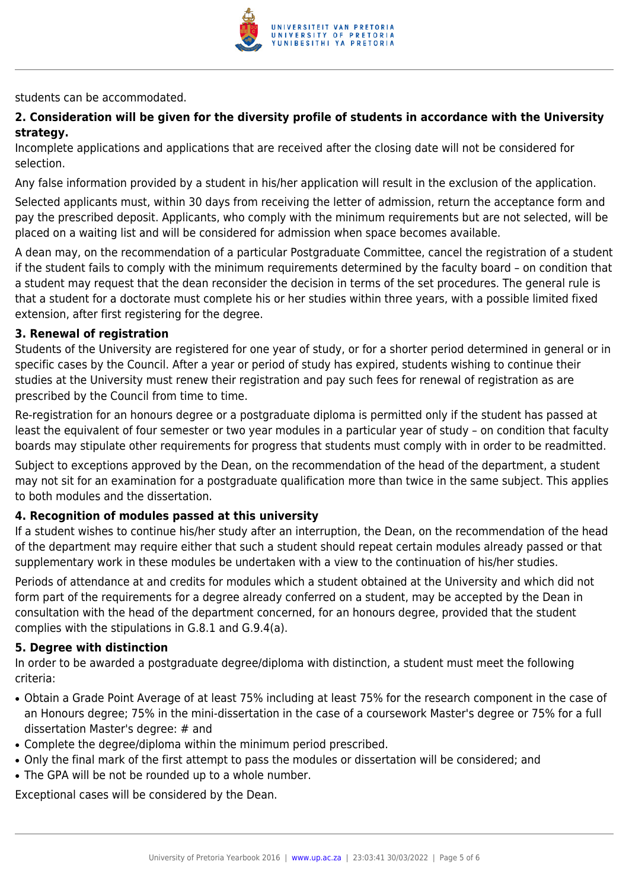students can be accommodated.

**2. Consideration will be given for the diversity profile of students in accordance with the University strategy.**

Incomplete applications and applications that are received after the closing date will not be considered for selection.

Any false information provided by a student in his/her application will result in the exclusion of the application.

Selected applicants must, within 30 days from receiving the letter of admission, return the acceptance form and pay the prescribed deposit. Applicants, who comply with the minimum requirements but are not selected, will be placed on a waiting list and will be considered for admission when space becomes available.

A dean may, on the recommendation of a particular Postgraduate Committee, cancel the registration of a student if the student fails to comply with the minimum requirements determined by the faculty board – on condition that a student may request that the dean reconsider the decision in terms of the set procedures. The general rule is that a student for a doctorate must complete his or her studies within three years, with a possible limited fixed extension, after first registering for the degree.

**3. Renewal of registration**

Students of the University are registered for one year of study, or for a shorter period determined in general or in specific cases by the Council. After a year or period of study has expired, students wishing to continue their studies at the University must renew their registration and pay such fees for renewal of registration as are prescribed by the Council from time to time.

Re-registration for an honours degree or a postgraduate diploma is permitted only if the student has passed at least the equivalent of four semester or two year modules in a particular year of study – on condition that faculty boards may stipulate other requirements for progress that students must comply with in order to be readmitted.

Subject to exceptions approved by the Dean, on the recommendation of the head of the department, a student may not sit for an examination for a postgraduate qualification more than twice in the same subject. This applies to both modules and the dissertation.

**4. Recognition of modules passed at this university**

If a student wishes to continue his/her study after an interruption, the Dean, on the recommendation of the head of the department may require either that such a student should repeat certain modules already passed or that supplementary work in these modules be undertaken with a view to the continuation of his/her studies.

Periods of attendance at and credits for modules which a student obtained at the University and which did not form part of the requirements for a degree already conferred on a student, may be accepted by the Dean in consultation with the head of the department concerned, for an honours degree, provided that the student complies with the stipulations in G.8.1 and G.9.4(a).

**5. Degree with distinction**

In order to be awarded a postgraduate degree/diploma with distinction, a student must meet the following criteria:

- Obtain a Grade Point Average of at least 75% including at least 75% for the research component in the case of an Honours degree; 75% in the mini-dissertation in the case of a coursework Master's degree or 75% for a full dissertation Master's degree: # and
- Complete the degree/diploma within the minimum period prescribed.
- Only the final mark of the first attempt to pass the modules or dissertation will be considered; and
- The GPA will be not be rounded up to a whole number.

Exceptional cases will be considered by the Dean.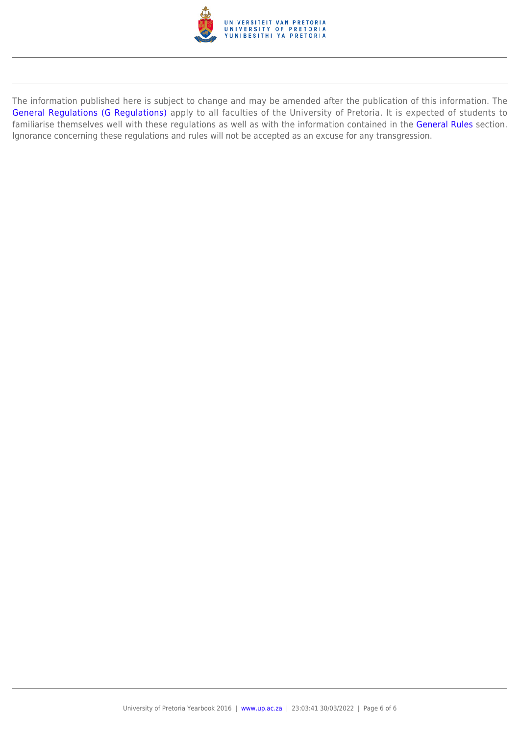The information published here is subject to change and may be amended after the publication of this information. The General Regulations (G Regulations) apply to all faculties of the University of Pretoria. It is expected of students to familiarise themselves well with these regulations as well as with the information contained in the General Rules section. Ignorance concerning these regulations and rules will not be accepted as an excuse for any transgression.